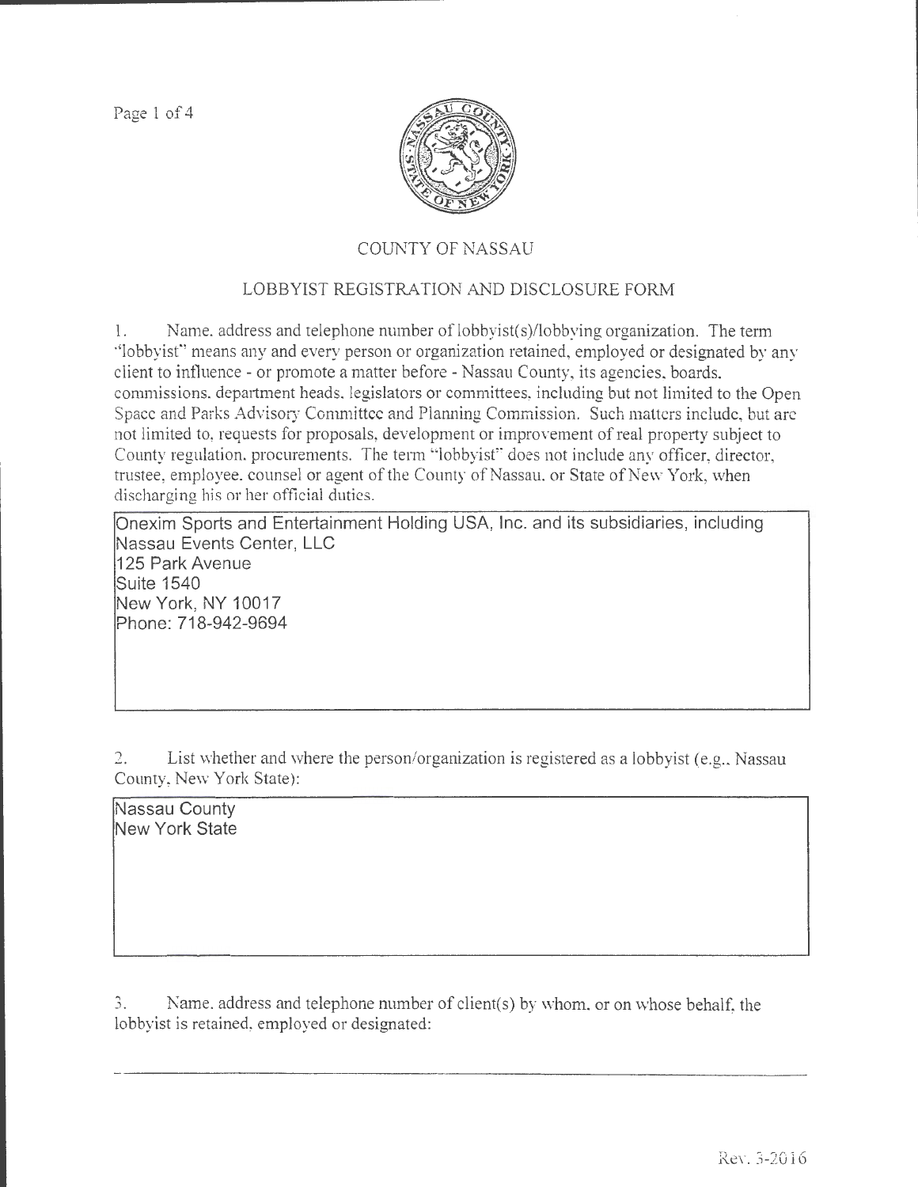# COUNTY OF NASSAU

## LOBBYIST REGISTRATION AND DISCLOSURE FORM

1. Name, address and telephone number of lobbyist(s)/lobbying organization. The term "lobbyist" means any and every person or organization retained, employed or designated by any client to influence - or promote a matter before - Nassau County, its agencies, boards, commissions, department heads, legislators or committees, including but not limited to the Open Space and Parks Advisory Committee and Planning Commission. Such matters include, but are not limited to, requests for proposals, development or improvement of real property subject to County regulation, procurements. The term "lobbyist" does not include any officer, director, trustee, employee, counsel or agent of the County of Nassau, or State of New York, when discharging his or her official duties.

Onexim Sports and Entertainment Holding USA, Inc. and its subsidiaries, including Nassau Events Center, LLC
125 Park Avenue
Suite 1540
New York, NY 10017
Phone: 718-942-9694

2. List whether and where the person/organization is registered as a lobbyist (e.g., Nassau County, New York State):

Nassau County
New York State

3. Name, address and telephone number of client(s) by whom, or on whose behalf, the lobbyist is retained, employed or designated: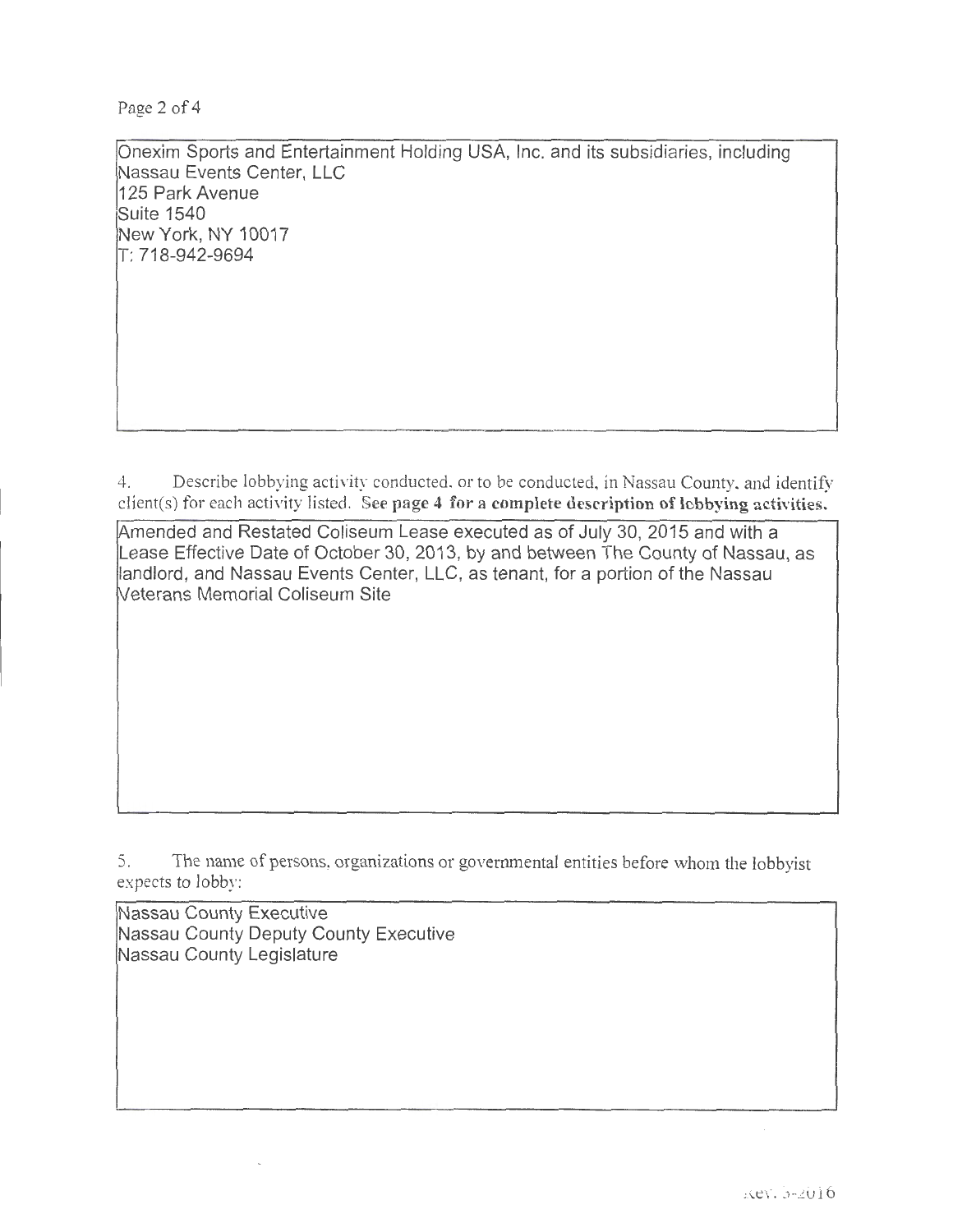Onexim Sports and Entertainment Holding USA, Inc. and its subsidiaries, including Nassau Events Center, LLC
125 Park Avenue
Suite 1540
New York, NY 10017
T: 718-942-9694

4. Describe lobbying activity conducted, or to be conducted, in Nassau County, and identify client(s) for each activity listed. **See page 4 for a complete description of lobbying activities.**

Amended and Restated Coliseum Lease executed as of July 30, 2015 and with a Lease Effective Date of October 30, 2013, by and between The County of Nassau, as landlord, and Nassau Events Center, LLC, as tenant, for a portion of the Nassau Veterans Memorial Coliseum Site

5. The name of persons, organizations or governmental entities before whom the lobbyist expects to lobby:

Nassau County Executive
Nassau County Deputy County Executive
Nassau County Legislature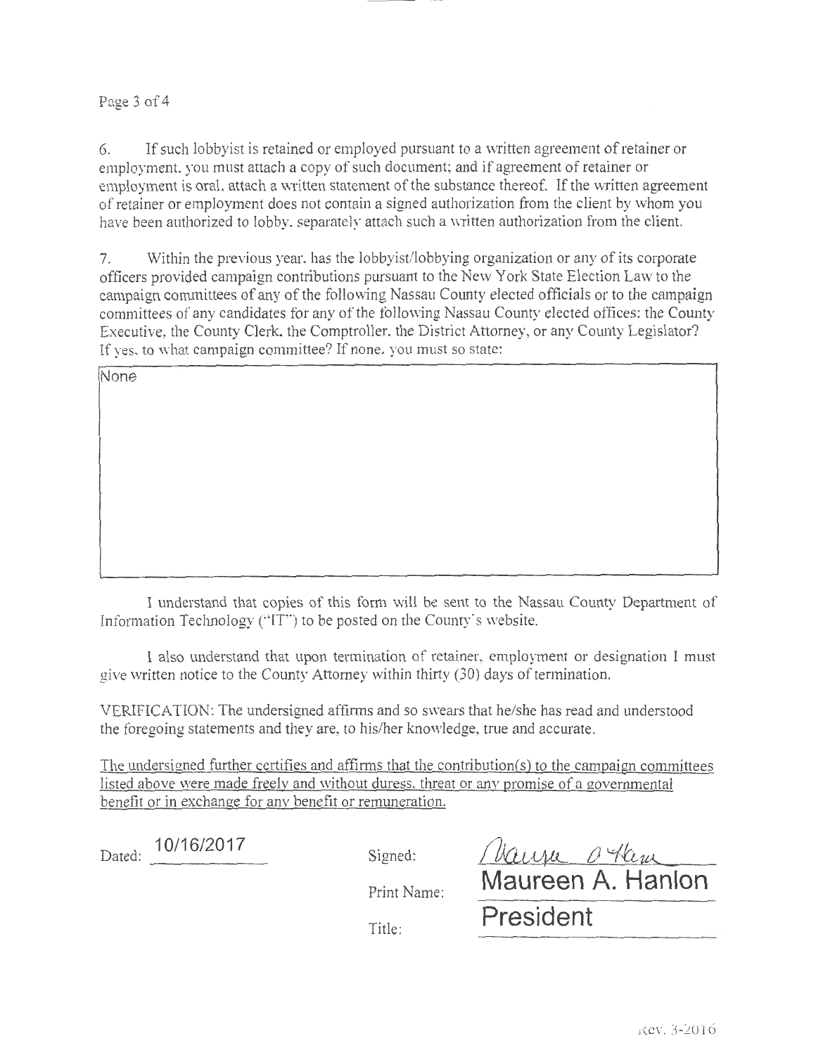6. If such lobbyist is retained or employed pursuant to a written agreement of retainer or employment, you must attach a copy of such document; and if agreement of retainer or employment is oral, attach a written statement of the substance thereof. If the written agreement of retainer or employment does not contain a signed authorization from the client by whom you have been authorized to lobby, separately attach such a written authorization from the client.

7. Within the previous year, has the lobbyist/lobbying organization or any of its corporate officers provided campaign contributions pursuant to the New York State Election Law to the campaign committees of any of the following Nassau County elected officials or to the campaign committees of any candidates for any of the following Nassau County elected offices: the County Executive, the County Clerk, the Comptroller, the District Attorney, or any County Legislator? If yes, to what campaign committee? If none, you must so state:

None

I understand that copies of this form will be sent to the Nassau County Department of Information Technology ("IT") to be posted on the County's website.

I also understand that upon termination of retainer, employment or designation I must give written notice to the County Attorney within thirty (30) days of termination.

VERIFICATION: The undersigned affirms and so swears that he/she has read and understood the foregoing statements and they are, to his/her knowledge, true and accurate.

The undersigned further certifies and affirms that the contribution(s) to the campaign committees listed above were made freely and without duress, threat or any promise of a governmental benefit or in exchange for any benefit or remuneration.

Dated: 10/16/2017

Signed: Maureen A. Hanlon

Print Name: Maureen A. Hanlon

Title: President

Rev. 3-2016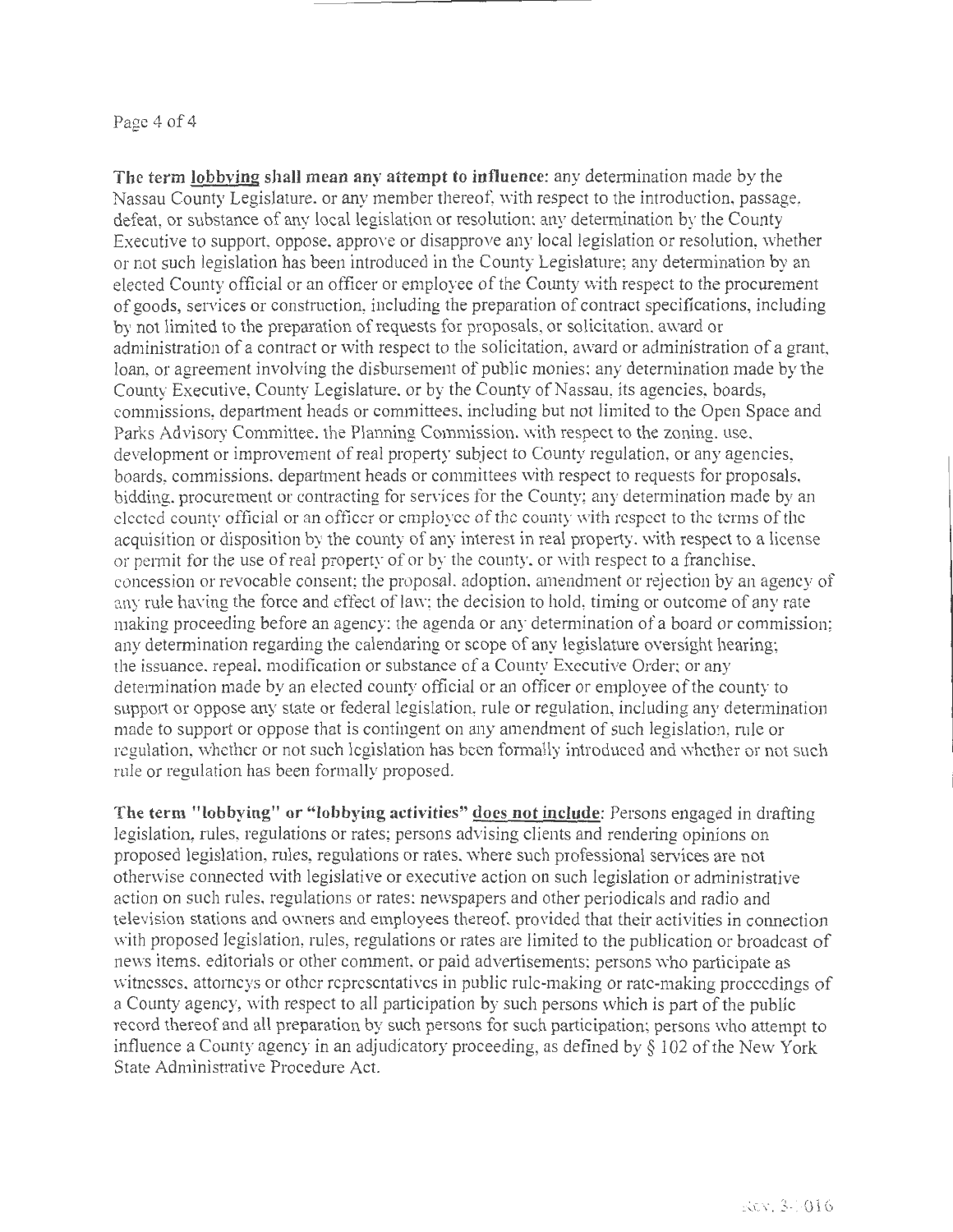**The term lobbying shall mean any attempt to influence**: any determination made by the Nassau County Legislature, or any member thereof, with respect to the introduction, passage, defeat, or substance of any local legislation or resolution; any determination by the County Executive to support, oppose, approve or disapprove any local legislation or resolution, whether or not such legislation has been introduced in the County Legislature; any determination by an elected County official or an officer or employee of the County with respect to the procurement of goods, services or construction, including the preparation of contract specifications, including by not limited to the preparation of requests for proposals, or solicitation, award or administration of a contract or with respect to the solicitation, award or administration of a grant, loan, or agreement involving the disbursement of public monies; any determination made by the County Executive, County Legislature, or by the County of Nassau, its agencies, boards, commissions, department heads or committees, including but not limited to the Open Space and Parks Advisory Committee, the Planning Commission, with respect to the zoning, use, development or improvement of real property subject to County regulation, or any agencies, boards, commissions, department heads or committees with respect to requests for proposals, bidding, procurement or contracting for services for the County; any determination made by an elected county official or an officer or employee of the county with respect to the terms of the acquisition or disposition by the county of any interest in real property, with respect to a license or permit for the use of real property of or by the county, or with respect to a franchise, concession or revocable consent; the proposal, adoption, amendment or rejection by an agency of any rule having the force and effect of law; the decision to hold, timing or outcome of any rate making proceeding before an agency; the agenda or any determination of a board or commission; any determination regarding the calendaring or scope of any legislature oversight hearing; the issuance, repeal, modification or substance of a County Executive Order; or any determination made by an elected county official or an officer or employee of the county to support or oppose any state or federal legislation, rule or regulation, including any determination made to support or oppose that is contingent on any amendment of such legislation, rule or regulation, whether or not such legislation has been formally introduced and whether or not such rule or regulation has been formally proposed.

**The term "lobbying" or "lobbying activities" does not include**: Persons engaged in drafting legislation, rules, regulations or rates; persons advising clients and rendering opinions on proposed legislation, rules, regulations or rates, where such professional services are not otherwise connected with legislative or executive action on such legislation or administrative action on such rules, regulations or rates; newspapers and other periodicals and radio and television stations and owners and employees thereof, provided that their activities in connection with proposed legislation, rules, regulations or rates are limited to the publication or broadcast of news items, editorials or other comment, or paid advertisements; persons who participate as witnesses, attorneys or other representatives in public rule-making or rate-making proceedings of a County agency, with respect to all participation by such persons which is part of the public record thereof and all preparation by such persons for such participation; persons who attempt to influence a County agency in an adjudicatory proceeding, as defined by § 102 of the New York State Administrative Procedure Act.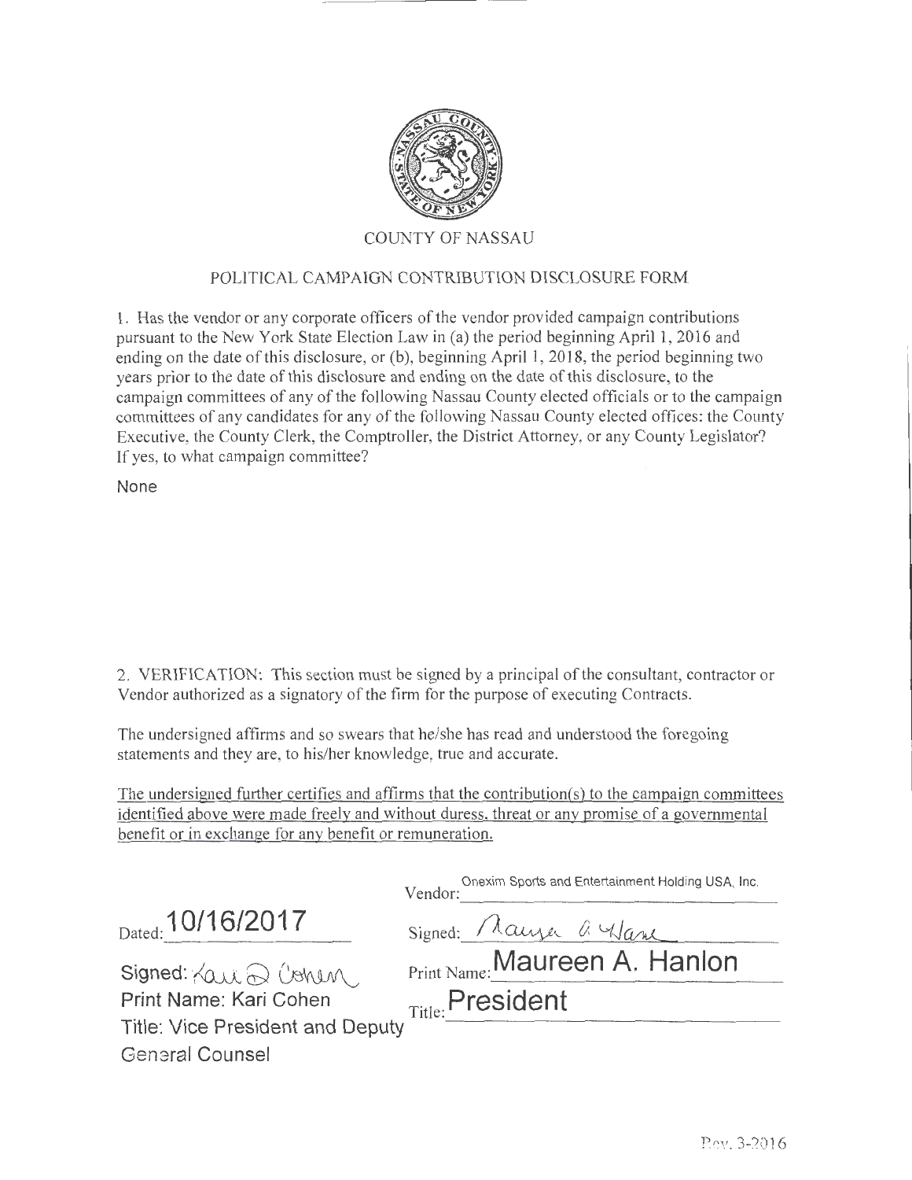COUNTY OF NASSAU

POLITICAL CAMPAIGN CONTRIBUTION DISCLOSURE FORM

1. Has the vendor or any corporate officers of the vendor provided campaign contributions pursuant to the New York State Election Law in (a) the period beginning April 1, 2016 and ending on the date of this disclosure, or (b), beginning April 1, 2018, the period beginning two years prior to the date of this disclosure and ending on the date of this disclosure, to the campaign committees of any of the following Nassau County elected officials or to the campaign committees of any candidates for any of the following Nassau County elected offices: the County Executive, the County Clerk, the Comptroller, the District Attorney, or any County Legislator? If yes, to what campaign committee?

None

2. VERIFICATION: This section must be signed by a principal of the consultant, contractor or Vendor authorized as a signatory of the firm for the purpose of executing Contracts.

The undersigned affirms and so swears that he/she has read and understood the foregoing statements and they are, to his/her knowledge, true and accurate.

The undersigned further certifies and affirms that the contribution(s) to the campaign committees identified above were made freely and without duress, threat or any promise of a governmental benefit or in exchange for any benefit or remuneration.

Dated: 10/16/2017

Vendor: Onexim Sports and Entertainment Holding USA, Inc.

Signed: Maureen A. Hanlon

Print Name: Maureen A. Hanlon

Title: President

Signed: Kari Cohen

Print Name: Kari Cohen

Title: Vice President and Deputy General Counsel

Rev. 3-2016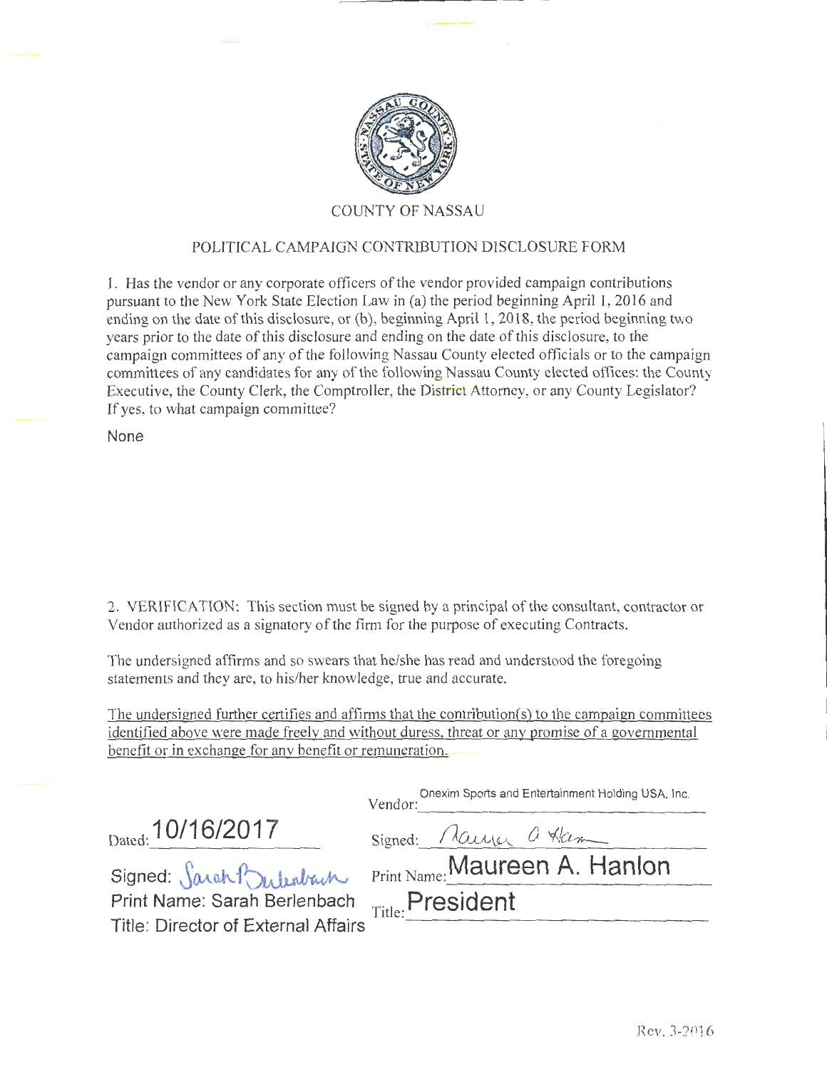COUNTY OF NASSAU

POLITICAL CAMPAIGN CONTRIBUTION DISCLOSURE FORM

1. Has the vendor or any corporate officers of the vendor provided campaign contributions pursuant to the New York State Election Law in (a) the period beginning April 1, 2016 and ending on the date of this disclosure, or (b), beginning April 1, 2018, the period beginning two years prior to the date of this disclosure and ending on the date of this disclosure, to the campaign committees of any of the following Nassau County elected officials or to the campaign committees of any candidates for any of the following Nassau County elected offices: the County Executive, the County Clerk, the Comptroller, the District Attorney, or any County Legislator? If yes, to what campaign committee?

None

2. VERIFICATION: This section must be signed by a principal of the consultant, contractor or Vendor authorized as a signatory of the firm for the purpose of executing Contracts.

The undersigned affirms and so swears that he/she has read and understood the foregoing statements and they are, to his/her knowledge, true and accurate.

The undersigned further certifies and affirms that the contribution(s) to the campaign committees identified above were made freely and without duress, threat or any promise of a governmental benefit or in exchange for any benefit or remuneration.

Dated: 10/16/2017

Signed: [signature]
Print Name: Sarah Berlenbach
Title: Director of External Affairs

Vendor: Onexim Sports and Entertainment Holding USA, Inc.

Signed: [signature]

Print Name: Maureen A. Hanlon

Title: President

Rev. 3-2016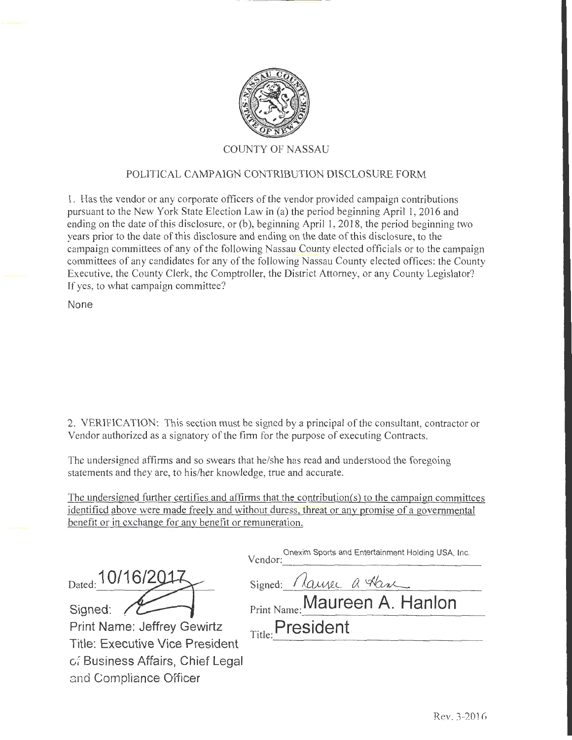COUNTY OF NASSAU

POLITICAL CAMPAIGN CONTRIBUTION DISCLOSURE FORM

1. Has the vendor or any corporate officers of the vendor provided campaign contributions pursuant to the New York State Election Law in (a) the period beginning April 1, 2016 and ending on the date of this disclosure, or (b), beginning April 1, 2018, the period beginning two years prior to the date of this disclosure and ending on the date of this disclosure, to the campaign committees of any of the following Nassau County elected officials or to the campaign committees of any candidates for any of the following Nassau County elected offices: the County Executive, the County Clerk, the Comptroller, the District Attorney, or any County Legislator? If yes, to what campaign committee?

None

2. VERIFICATION: This section must be signed by a principal of the consultant, contractor or Vendor authorized as a signatory of the firm for the purpose of executing Contracts.

The undersigned affirms and so swears that he/she has read and understood the foregoing statements and they are, to his/her knowledge, true and accurate.

The undersigned further certifies and affirms that the contribution(s) to the campaign committees identified above were made freely and without duress, threat or any promise of a governmental benefit or in exchange for any benefit or remuneration.

Dated: 10/16/2017

Signed:

Print Name: Jeffrey Gewirtz

Title: Executive Vice President of Business Affairs, Chief Legal and Compliance Officer

Vendor: Onexim Sports and Entertainment Holding USA, Inc.

Signed: Maureen A. Hanlon

Print Name: Maureen A. Hanlon

Title: President

Rev. 3-2016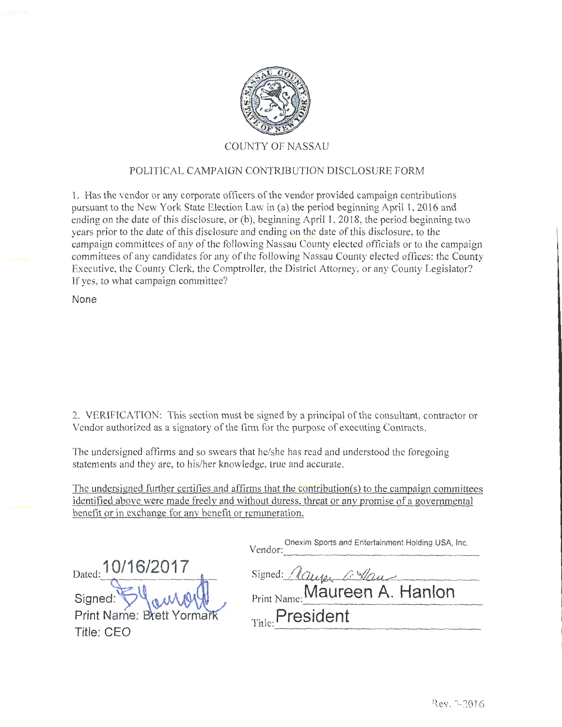COUNTY OF NASSAU

POLITICAL CAMPAIGN CONTRIBUTION DISCLOSURE FORM

1. Has the vendor or any corporate officers of the vendor provided campaign contributions pursuant to the New York State Election Law in (a) the period beginning April 1, 2016 and ending on the date of this disclosure, or (b), beginning April 1, 2018, the period beginning two years prior to the date of this disclosure and ending on the date of this disclosure, to the campaign committees of any of the following Nassau County elected officials or to the campaign committees of any candidates for any of the following Nassau County elected offices: the County Executive, the County Clerk, the Comptroller, the District Attorney, or any County Legislator? If yes, to what campaign committee?

None

2. VERIFICATION: This section must be signed by a principal of the consultant, contractor or Vendor authorized as a signatory of the firm for the purpose of executing Contracts.

The undersigned affirms and so swears that he/she has read and understood the foregoing statements and they are, to his/her knowledge, true and accurate.

The undersigned further certifies and affirms that the contribution(s) to the campaign committees identified above were made freely and without duress, threat or any promise of a governmental benefit or in exchange for any benefit or remuneration.

Dated: 10/16/2017

Signed: [signature]

Print Name: Brett Yormark

Title: CEO

Vendor: Onexim Sports and Entertainment Holding USA, Inc.

Signed: [signature]

Print Name: Maureen A. Hanlon

Title: President

Rev. 3-2016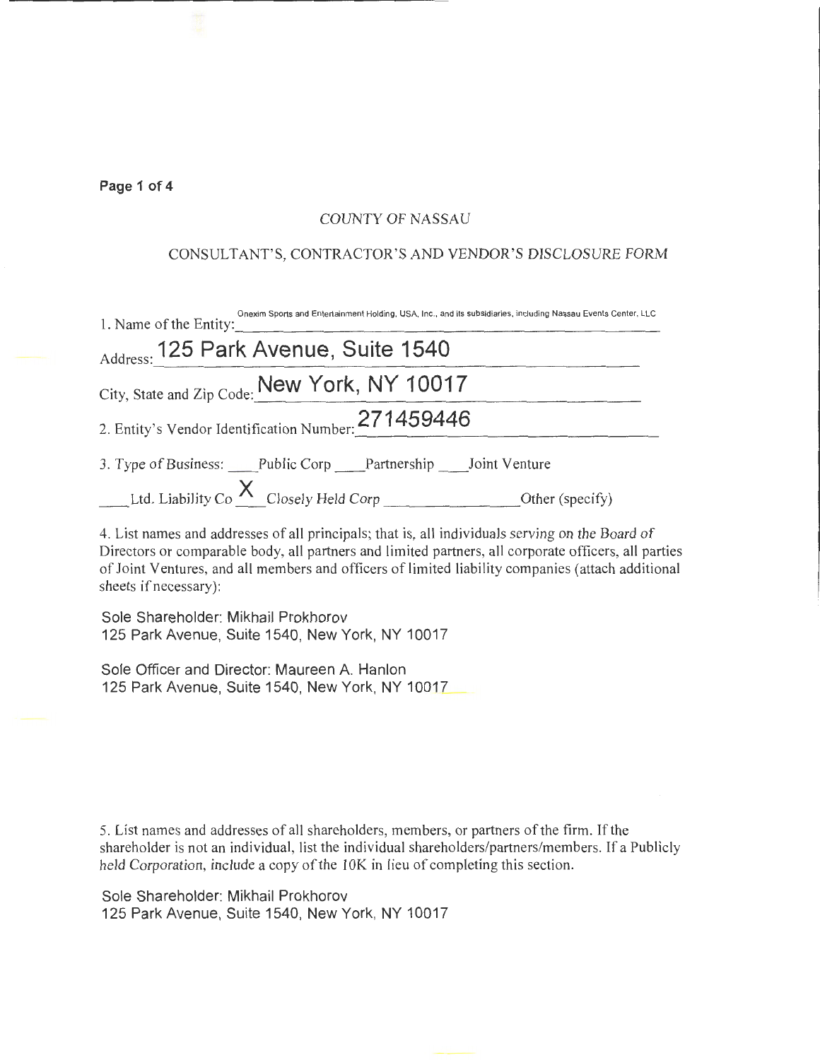Page 1 of 4

COUNTY OF NASSAU

CONSULTANT'S, CONTRACTOR'S AND VENDOR'S DISCLOSURE FORM

1. Name of the Entity: Onexim Sports and Entertainment Holding, USA, Inc., and its subsidiaries, including Nassau Events Center, LLC

Address: 125 Park Avenue, Suite 1540

City, State and Zip Code: New York, NY 10017

2. Entity's Vendor Identification Number: 271459446

3. Type of Business: \_\_\_\_Public Corp \_\_\_\_Partnership \_\_\_\_Joint Venture

\_\_\_\_Ltd. Liability Co \_X\_ Closely Held Corp \_\_\_\_\_\_\_\_\_\_\_\_\_\_\_\_Other (specify)

4. List names and addresses of all principals; that is, all individuals serving on the Board of Directors or comparable body, all partners and limited partners, all corporate officers, all parties of Joint Ventures, and all members and officers of limited liability companies (attach additional sheets if necessary):

Sole Shareholder: Mikhail Prokhorov
125 Park Avenue, Suite 1540, New York, NY 10017

Sole Officer and Director: Maureen A. Hanlon
125 Park Avenue, Suite 1540, New York, NY 10017

5. List names and addresses of all shareholders, members, or partners of the firm. If the shareholder is not an individual, list the individual shareholders/partners/members. If a Publicly held Corporation, include a copy of the 10K in lieu of completing this section.

Sole Shareholder: Mikhail Prokhorov
125 Park Avenue, Suite 1540, New York, NY 10017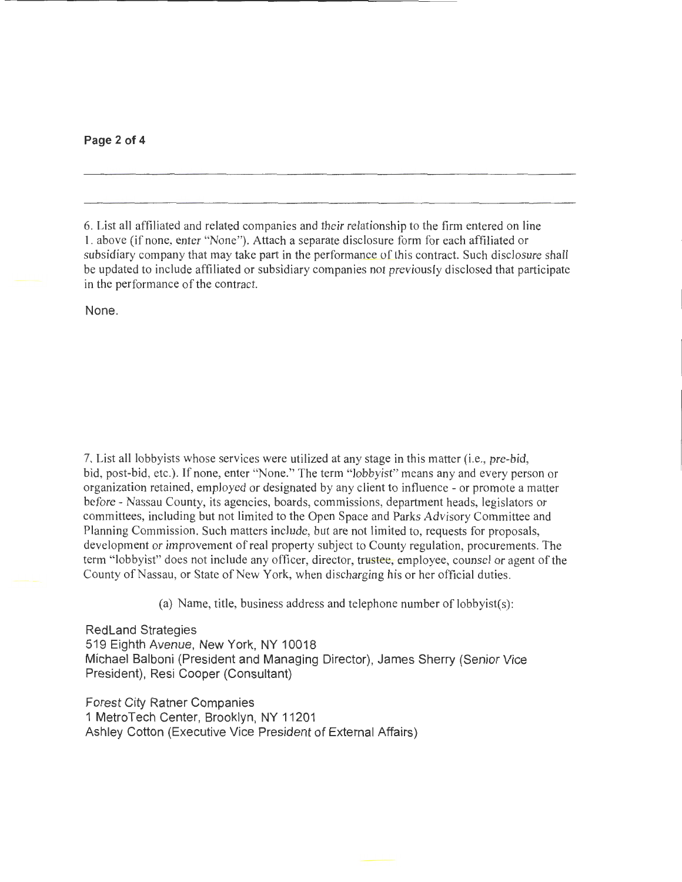6. List all affiliated and related companies and their relationship to the firm entered on line 1. above (if none, enter "None"). Attach a separate disclosure form for each affiliated or subsidiary company that may take part in the performance of this contract. Such disclosure shall be updated to include affiliated or subsidiary companies not previously disclosed that participate in the performance of the contract.

None.

7. List all lobbyists whose services were utilized at any stage in this matter (i.e., pre-bid, bid, post-bid, etc.). If none, enter "None." The term "lobbyist" means any and every person or organization retained, employed or designated by any client to influence - or promote a matter before - Nassau County, its agencies, boards, commissions, department heads, legislators or committees, including but not limited to the Open Space and Parks Advisory Committee and Planning Commission. Such matters include, but are not limited to, requests for proposals, development or improvement of real property subject to County regulation, procurements. The term "lobbyist" does not include any officer, director, trustee, employee, counsel or agent of the County of Nassau, or State of New York, when discharging his or her official duties.

(a) Name, title, business address and telephone number of lobbyist(s):

RedLand Strategies
519 Eighth Avenue, New York, NY 10018
Michael Balboni (President and Managing Director), James Sherry (Senior Vice President), Resi Cooper (Consultant)

Forest City Ratner Companies
1 MetroTech Center, Brooklyn, NY 11201
Ashley Cotton (Executive Vice President of External Affairs)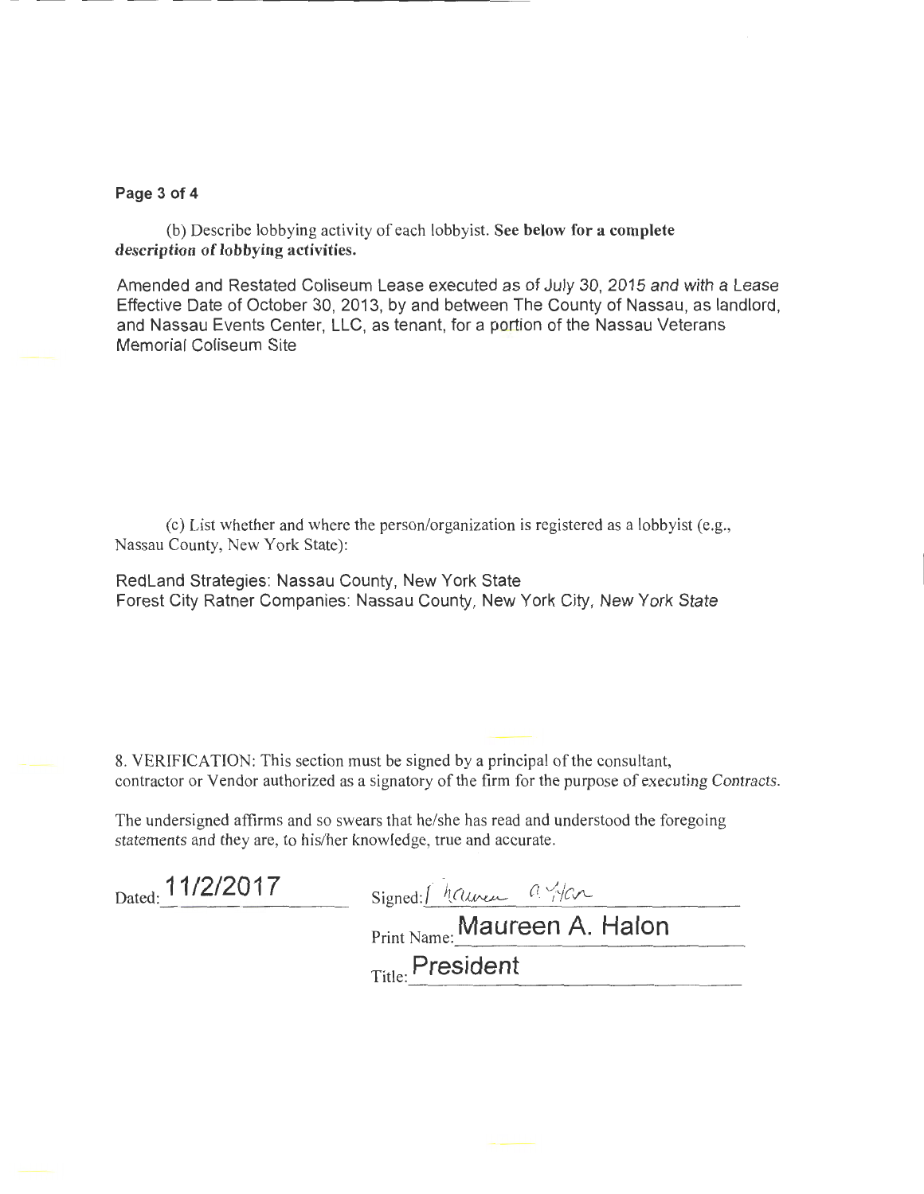(b) Describe lobbying activity of each lobbyist. **See below for a complete *description* of lobbying activities.**

Amended and Restated Coliseum Lease executed as of July 30, 2015 and with a Lease Effective Date of October 30, 2013, by and between The County of Nassau, as landlord, and Nassau Events Center, LLC, as tenant, for a portion of the Nassau Veterans Memorial Coliseum Site

(c) List whether and where the person/organization is registered as a lobbyist (e.g., Nassau County, New York State):

RedLand Strategies: Nassau County, New York State
Forest City Ratner Companies: Nassau County, New York City, New York State

8. VERIFICATION: This section must be signed by a principal of the consultant, contractor or Vendor authorized as a signatory of the firm for the purpose of executing Contracts.

The undersigned affirms and so swears that he/she has read and understood the foregoing statements and they are, to his/her knowledge, true and accurate.

Dated: 11/2/2017

Signed: Maureen A. Halon

Print Name: Maureen A. Halon

Title: President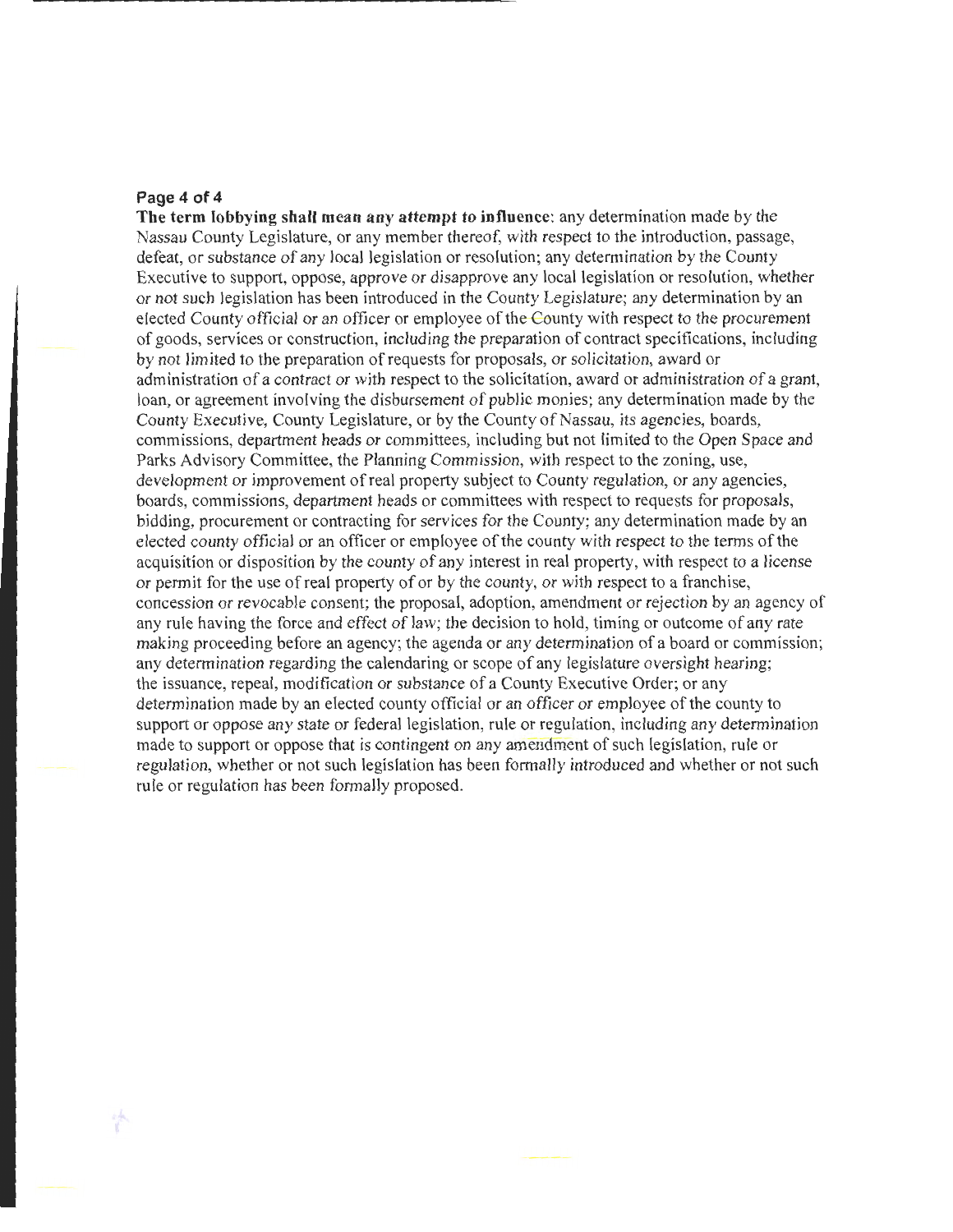**The term lobbying shall mean any attempt to influence**: any determination made by the Nassau County Legislature, or any member thereof, with respect to the introduction, passage, defeat, or substance of any local legislation or resolution; any determination by the County Executive to support, oppose, approve or disapprove any local legislation or resolution, whether or not such legislation has been introduced in the County Legislature; any determination by an elected County official or an officer or employee of the County with respect to the procurement of goods, services or construction, including the preparation of contract specifications, including by not limited to the preparation of requests for proposals, or solicitation, award or administration of a contract or with respect to the solicitation, award or administration of a grant, loan, or agreement involving the disbursement of public monies; any determination made by the County Executive, County Legislature, or by the County of Nassau, its agencies, boards, commissions, department heads or committees, including but not limited to the Open Space and Parks Advisory Committee, the Planning Commission, with respect to the zoning, use, development or improvement of real property subject to County regulation, or any agencies, boards, commissions, department heads or committees with respect to requests for proposals, bidding, procurement or contracting for services for the County; any determination made by an elected county official or an officer or employee of the county with respect to the terms of the acquisition or disposition by the county of any interest in real property, with respect to a license or permit for the use of real property of or by the county, or with respect to a franchise, concession or revocable consent; the proposal, adoption, amendment or rejection by an agency of any rule having the force and effect of law; the decision to hold, timing or outcome of any rate making proceeding before an agency; the agenda or any determination of a board or commission; any determination regarding the calendaring or scope of any legislature oversight hearing; the issuance, repeal, modification or substance of a County Executive Order; or any determination made by an elected county official or an officer or employee of the county to support or oppose any state or federal legislation, rule or regulation, including any determination made to support or oppose that is contingent on any amendment of such legislation, rule or regulation, whether or not such legislation has been formally introduced and whether or not such rule or regulation has been formally proposed.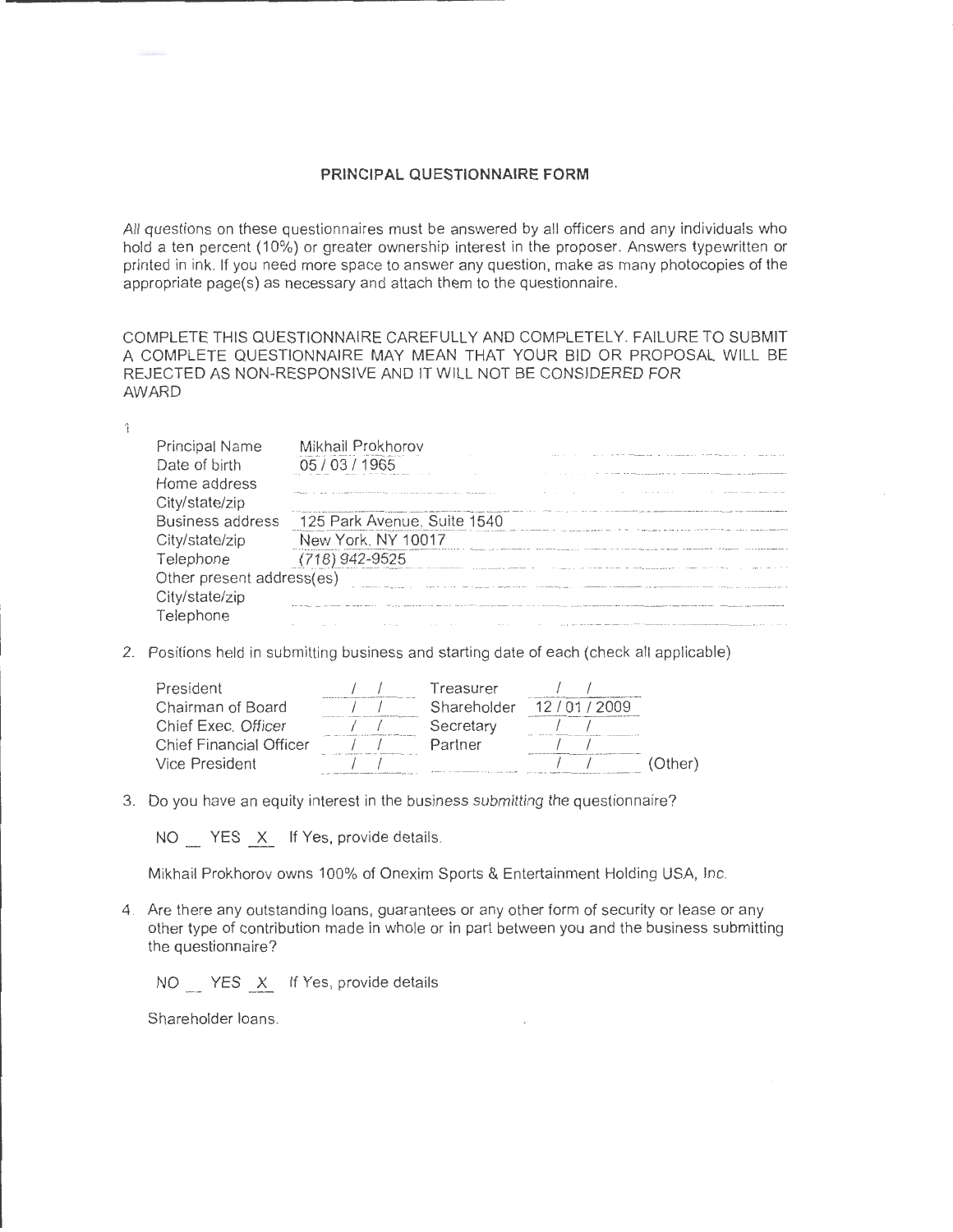**PRINCIPAL QUESTIONNAIRE FORM**

All questions on these questionnaires must be answered by all officers and any individuals who hold a ten percent (10%) or greater ownership interest in the proposer. Answers typewritten or printed in ink. If you need more space to answer any question, make as many photocopies of the appropriate page(s) as necessary and attach them to the questionnaire.

COMPLETE THIS QUESTIONNAIRE CAREFULLY AND COMPLETELY. FAILURE TO SUBMIT A COMPLETE QUESTIONNAIRE MAY MEAN THAT YOUR BID OR PROPOSAL WILL BE REJECTED AS NON-RESPONSIVE AND IT WILL NOT BE CONSIDERED FOR AWARD

1.

| | |
|---|---|
| Principal Name | Mikhail Prokhorov |
| Date of birth | 05 / 03 / 1965 |
| Home address | |
| City/state/zip | |
| Business address | 125 Park Avenue, Suite 1540 |
| City/state/zip | New York, NY 10017 |
| Telephone | (718) 942-9525 |
| Other present address(es) | |
| City/state/zip | |
| Telephone | |

2. Positions held in submitting business and starting date of each (check all applicable)

| Position | Date | Position | Date |
|---|---|---|---|
| President | / / | Treasurer | / / |
| Chairman of Board | / / | Shareholder | 12 / 01 / 2009 |
| Chief Exec. Officer | / / | Secretary | / / |
| Chief Financial Officer | / / | Partner | / / |
| Vice President | / / | | / / (Other) |

3. Do you have an equity interest in the business submitting the questionnaire?

   NO __ YES _X_ If Yes, provide details.

   Mikhail Prokhorov owns 100% of Onexim Sports & Entertainment Holding USA, Inc.

4. Are there any outstanding loans, guarantees or any other form of security or lease or any other type of contribution made in whole or in part between you and the business submitting the questionnaire?

   NO __ YES _X_ If Yes, provide details

   Shareholder loans.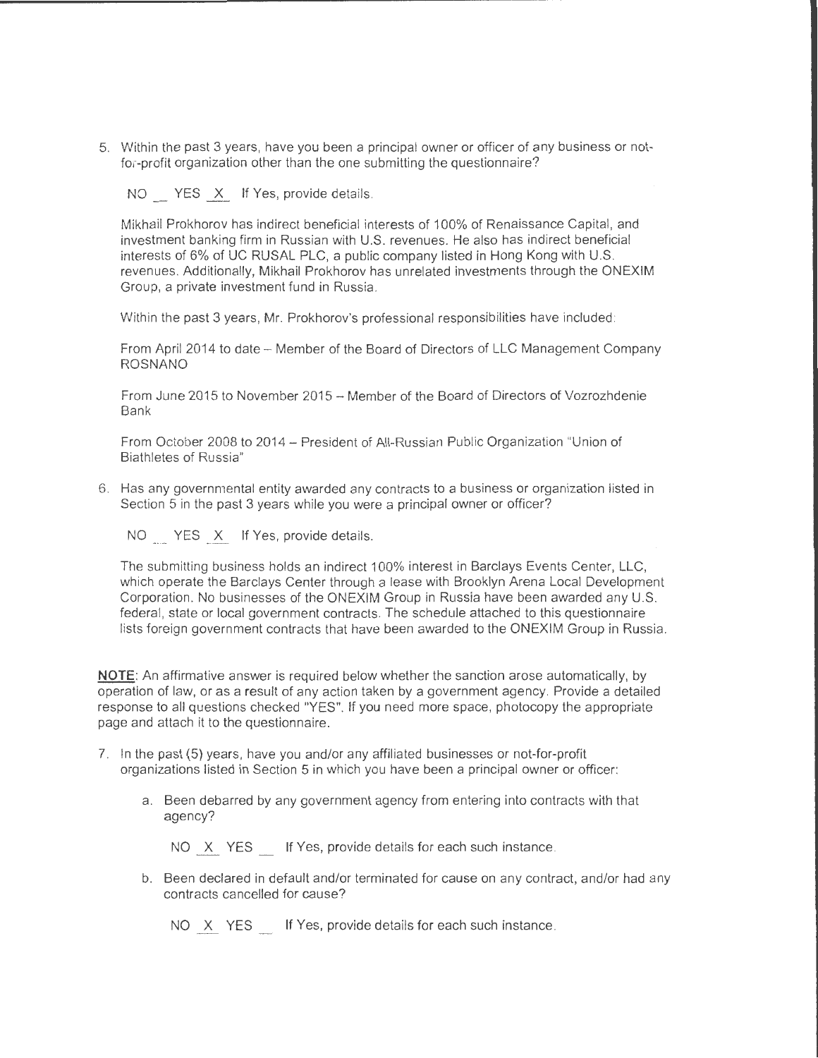5. Within the past 3 years, have you been a principal owner or officer of any business or not-for-profit organization other than the one submitting the questionnaire?

   NO __ YES _X_ If Yes, provide details.

   Mikhail Prokhorov has indirect beneficial interests of 100% of Renaissance Capital, and investment banking firm in Russian with U.S. revenues. He also has indirect beneficial interests of 6% of UC RUSAL PLC, a public company listed in Hong Kong with U.S. revenues. Additionally, Mikhail Prokhorov has unrelated investments through the ONEXIM Group, a private investment fund in Russia.

   Within the past 3 years, Mr. Prokhorov's professional responsibilities have included:

   From April 2014 to date – Member of the Board of Directors of LLC Management Company ROSNANO

   From June 2015 to November 2015 – Member of the Board of Directors of Vozrozhdenie Bank

   From October 2008 to 2014 – President of All-Russian Public Organization "Union of Biathletes of Russia"

6. Has any governmental entity awarded any contracts to a business or organization listed in Section 5 in the past 3 years while you were a principal owner or officer?

   NO __ YES _X_ If Yes, provide details.

   The submitting business holds an indirect 100% interest in Barclays Events Center, LLC, which operate the Barclays Center through a lease with Brooklyn Arena Local Development Corporation. No businesses of the ONEXIM Group in Russia have been awarded any U.S. federal, state or local government contracts. The schedule attached to this questionnaire lists foreign government contracts that have been awarded to the ONEXIM Group in Russia.

**NOTE**: An affirmative answer is required below whether the sanction arose automatically, by operation of law, or as a result of any action taken by a government agency. Provide a detailed response to all questions checked "YES". If you need more space, photocopy the appropriate page and attach it to the questionnaire.

7. In the past (5) years, have you and/or any affiliated businesses or not-for-profit organizations listed in Section 5 in which you have been a principal owner or officer:

   a. Been debarred by any government agency from entering into contracts with that agency?

      NO _X_ YES __ If Yes, provide details for each such instance.

   b. Been declared in default and/or terminated for cause on any contract, and/or had any contracts cancelled for cause?

      NO _X_ YES __ If Yes, provide details for each such instance.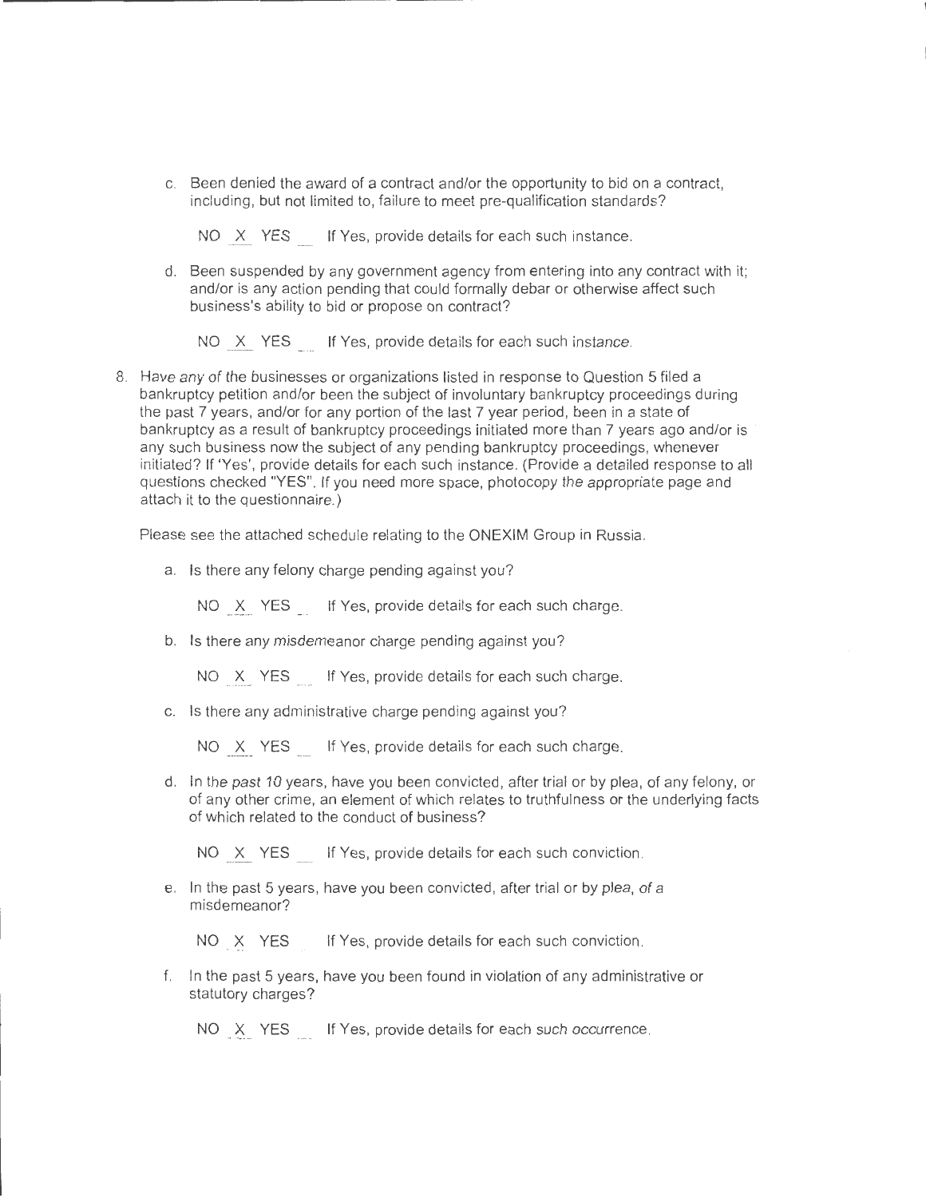c. Been denied the award of a contract and/or the opportunity to bid on a contract, including, but not limited to, failure to meet pre-qualification standards?

   NO _X_ YES ___ If Yes, provide details for each such instance.

d. Been suspended by any government agency from entering into any contract with it; and/or is any action pending that could formally debar or otherwise affect such business's ability to bid or propose on contract?

   NO _X_ YES ___ If Yes, provide details for each such instance.

8. Have any of the businesses or organizations listed in response to Question 5 filed a bankruptcy petition and/or been the subject of involuntary bankruptcy proceedings during the past 7 years, and/or for any portion of the last 7 year period, been in a state of bankruptcy as a result of bankruptcy proceedings initiated more than 7 years ago and/or is any such business now the subject of any pending bankruptcy proceedings, whenever initiated? If 'Yes', provide details for each such instance. (Provide a detailed response to all questions checked "YES". If you need more space, photocopy the appropriate page and attach it to the questionnaire.)

   Please see the attached schedule relating to the ONEXIM Group in Russia.

   a. Is there any felony charge pending against you?

      NO _X_ YES ___ If Yes, provide details for each such charge.

   b. Is there any misdemeanor charge pending against you?

      NO _X_ YES ___ If Yes, provide details for each such charge.

   c. Is there any administrative charge pending against you?

      NO _X_ YES ___ If Yes, provide details for each such charge.

   d. In the past 10 years, have you been convicted, after trial or by plea, of any felony, or of any other crime, an element of which relates to truthfulness or the underlying facts of which related to the conduct of business?

      NO _X_ YES ___ If Yes, provide details for each such conviction.

   e. In the past 5 years, have you been convicted, after trial or by plea, of a misdemeanor?

      NO _X_ YES ___ If Yes, provide details for each such conviction.

   f. In the past 5 years, have you been found in violation of any administrative or statutory charges?

      NO _X_ YES ___ If Yes, provide details for each such occurrence.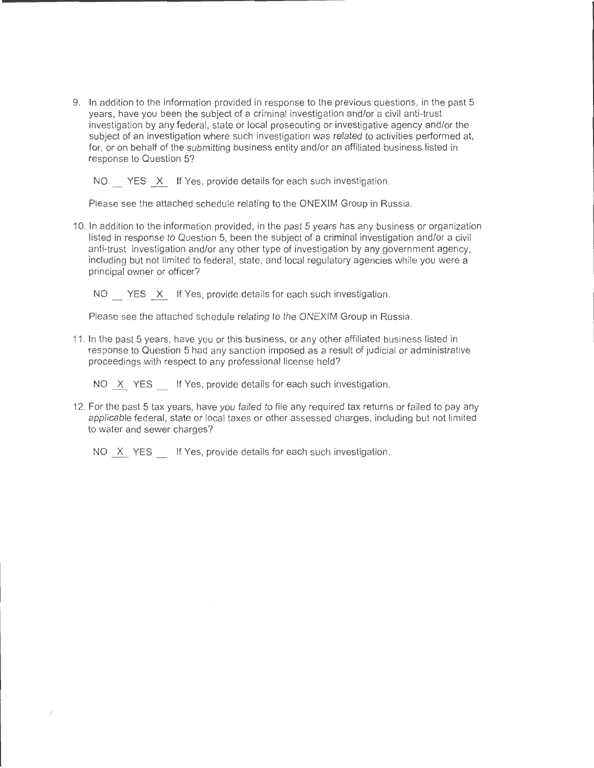9. In addition to the information provided in response to the previous questions, in the past 5 years, have you been the subject of a criminal investigation and/or a civil anti-trust investigation by any federal, state or local prosecuting or investigative agency and/or the subject of an investigation where such investigation was related to activities performed at, for, or on behalf of the submitting business entity and/or an affiliated business listed in response to Question 5?

   NO __ YES _X_ If Yes, provide details for each such investigation.

   Please see the attached schedule relating to the ONEXIM Group in Russia.

10. In addition to the information provided, in the past 5 years has any business or organization listed in response to Question 5, been the subject of a criminal investigation and/or a civil anti-trust investigation and/or any other type of investigation by any government agency, including but not limited to federal, state, and local regulatory agencies while you were a principal owner or officer?

    NO __ YES _X_ If Yes, provide details for each such investigation.

    Please see the attached schedule relating to the ONEXIM Group in Russia.

11. In the past 5 years, have you or this business, or any other affiliated business listed in response to Question 5 had any sanction imposed as a result of judicial or administrative proceedings with respect to any professional license held?

    NO _X_ YES __ If Yes, provide details for each such investigation.

12. For the past 5 tax years, have you failed to file any required tax returns or failed to pay any applicable federal, state or local taxes or other assessed charges, including but not limited to water and sewer charges?

    NO _X_ YES __ If Yes, provide details for each such investigation.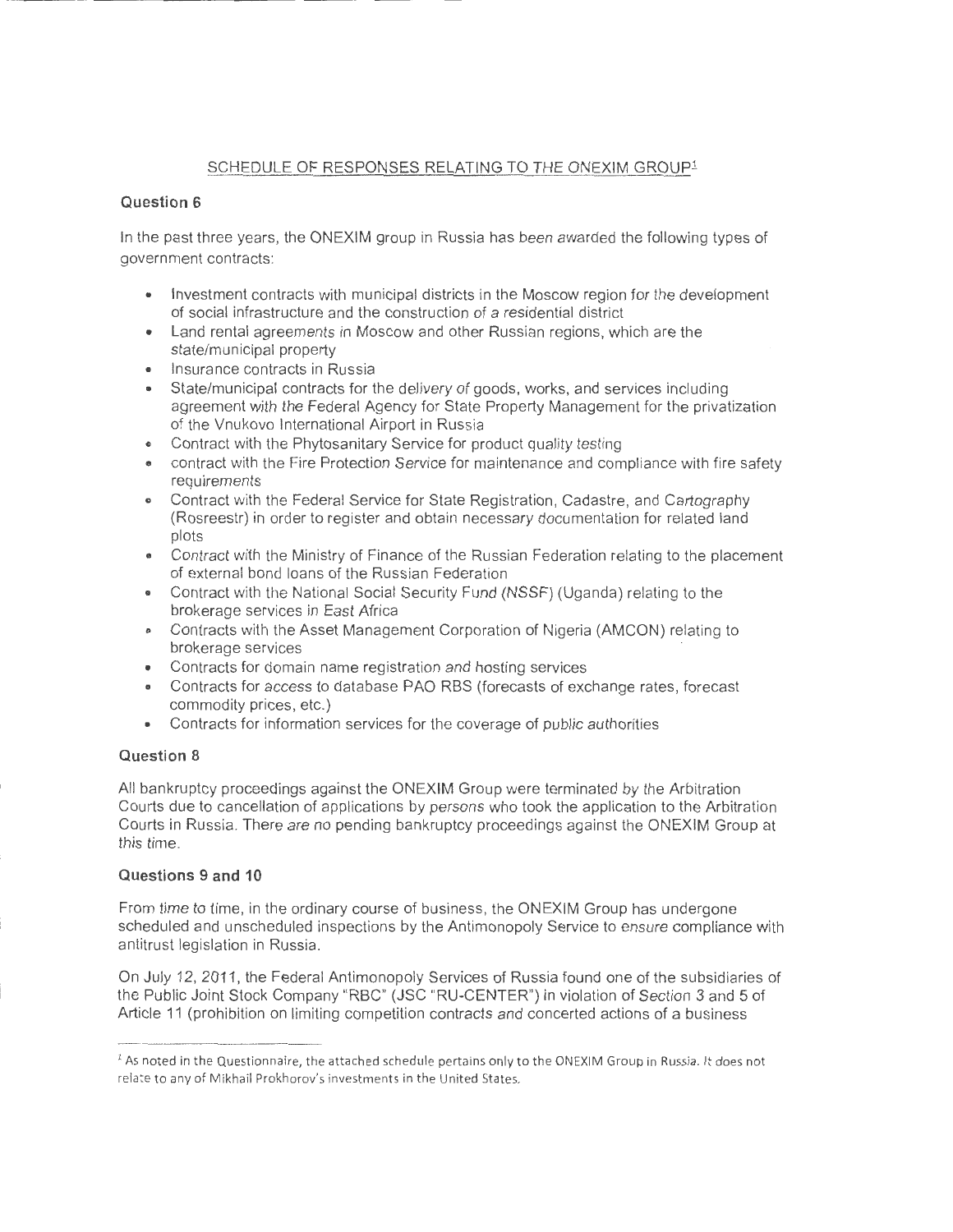## SCHEDULE OF RESPONSES RELATING TO THE ONEXIM GROUP[1]

### Question 6

In the past three years, the ONEXIM group in Russia has been awarded the following types of government contracts:

- Investment contracts with municipal districts in the Moscow region for the development of social infrastructure and the construction of a residential district
- Land rental agreements in Moscow and other Russian regions, which are the state/municipal property
- Insurance contracts in Russia
- State/municipal contracts for the delivery of goods, works, and services including agreement with the Federal Agency for State Property Management for the privatization of the Vnukovo International Airport in Russia
- Contract with the Phytosanitary Service for product quality testing
- contract with the Fire Protection Service for maintenance and compliance with fire safety requirements
- Contract with the Federal Service for State Registration, Cadastre, and Cartography (Rosreestr) in order to register and obtain necessary documentation for related land plots
- Contract with the Ministry of Finance of the Russian Federation relating to the placement of external bond loans of the Russian Federation
- Contract with the National Social Security Fund (NSSF) (Uganda) relating to the brokerage services in East Africa
- Contracts with the Asset Management Corporation of Nigeria (AMCON) relating to brokerage services
- Contracts for domain name registration and hosting services
- Contracts for access to database PAO RBS (forecasts of exchange rates, forecast commodity prices, etc.)
- Contracts for information services for the coverage of public authorities

### Question 8

All bankruptcy proceedings against the ONEXIM Group were terminated by the Arbitration Courts due to cancellation of applications by persons who took the application to the Arbitration Courts in Russia. There are no pending bankruptcy proceedings against the ONEXIM Group at this time.

### Questions 9 and 10

From time to time, in the ordinary course of business, the ONEXIM Group has undergone scheduled and unscheduled inspections by the Antimonopoly Service to ensure compliance with antitrust legislation in Russia.

On July 12, 2011, the Federal Antimonopoly Services of Russia found one of the subsidiaries of the Public Joint Stock Company "RBC" (JSC "RU-CENTER") in violation of Section 3 and 5 of Article 11 (prohibition on limiting competition contracts and concerted actions of a business

---

[1] As noted in the Questionnaire, the attached schedule pertains only to the ONEXIM Group in Russia. It does not relate to any of Mikhail Prokhorov's investments in the United States.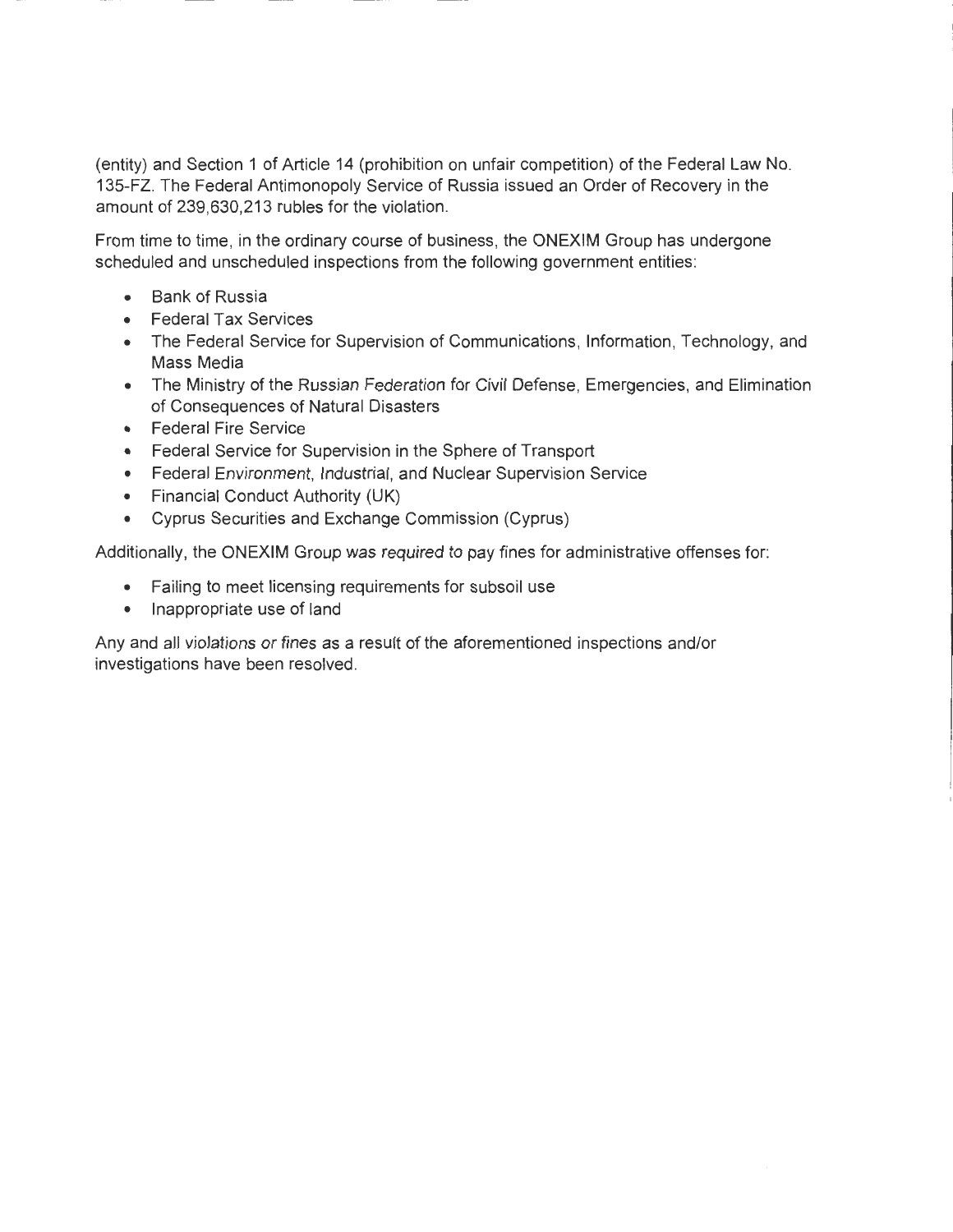(entity) and Section 1 of Article 14 (prohibition on unfair competition) of the Federal Law No. 135-FZ. The Federal Antimonopoly Service of Russia issued an Order of Recovery in the amount of 239,630,213 rubles for the violation.

From time to time, in the ordinary course of business, the ONEXIM Group has undergone scheduled and unscheduled inspections from the following government entities:

- Bank of Russia
- Federal Tax Services
- The Federal Service for Supervision of Communications, Information, Technology, and Mass Media
- The Ministry of the Russian Federation for Civil Defense, Emergencies, and Elimination of Consequences of Natural Disasters
- Federal Fire Service
- Federal Service for Supervision in the Sphere of Transport
- Federal Environment, Industrial, and Nuclear Supervision Service
- Financial Conduct Authority (UK)
- Cyprus Securities and Exchange Commission (Cyprus)

Additionally, the ONEXIM Group was required to pay fines for administrative offenses for:

- Failing to meet licensing requirements for subsoil use
- Inappropriate use of land

Any and all violations or fines as a result of the aforementioned inspections and/or investigations have been resolved.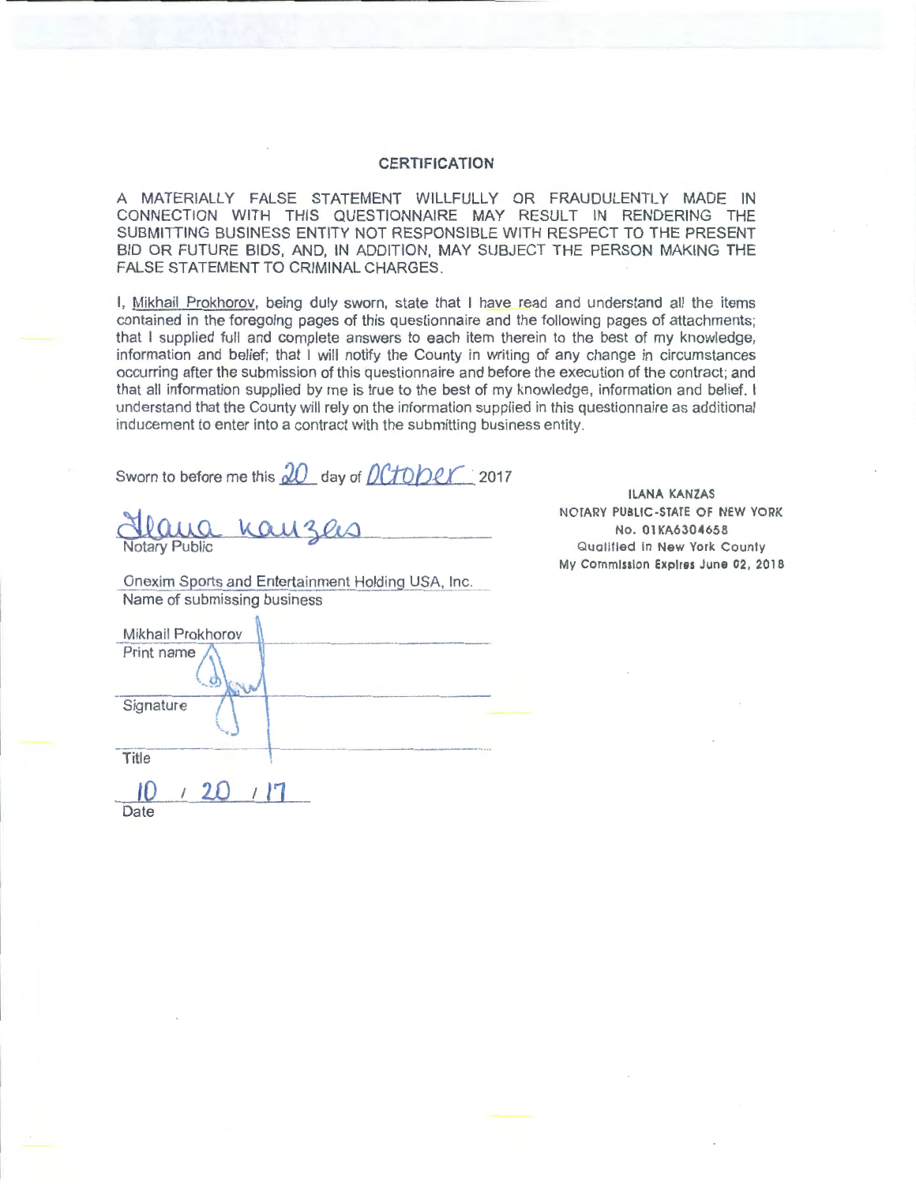## CERTIFICATION

A MATERIALLY FALSE STATEMENT WILLFULLY OR FRAUDULENTLY MADE IN CONNECTION WITH THIS QUESTIONNAIRE MAY RESULT IN RENDERING THE SUBMITTING BUSINESS ENTITY NOT RESPONSIBLE WITH RESPECT TO THE PRESENT BID OR FUTURE BIDS, AND, IN ADDITION, MAY SUBJECT THE PERSON MAKING THE FALSE STATEMENT TO CRIMINAL CHARGES.

I, Mikhail Prokhorov, being duly sworn, state that I have read and understand all the items contained in the foregoing pages of this questionnaire and the following pages of attachments; that I supplied full and complete answers to each item therein to the best of my knowledge, information and belief; that I will notify the County in writing of any change in circumstances occurring after the submission of this questionnaire and before the execution of the contract; and that all information supplied by me is true to the best of my knowledge, information and belief. I understand that the County will rely on the information supplied in this questionnaire as additional inducement to enter into a contract with the submitting business entity.

Sworn to before me this 20 day of October 2017

Ilana Kanzas
Notary Public

ILANA KANZAS
NOTARY PUBLIC-STATE OF NEW YORK
No. 01KA6304658
Qualified in New York County
My Commission Expires June 02, 2018

Onexim Sports and Entertainment Holding USA, Inc.
Name of submitting business

Mikhail Prokhorov
Print name

Signature

Title

10 / 20 / 17
Date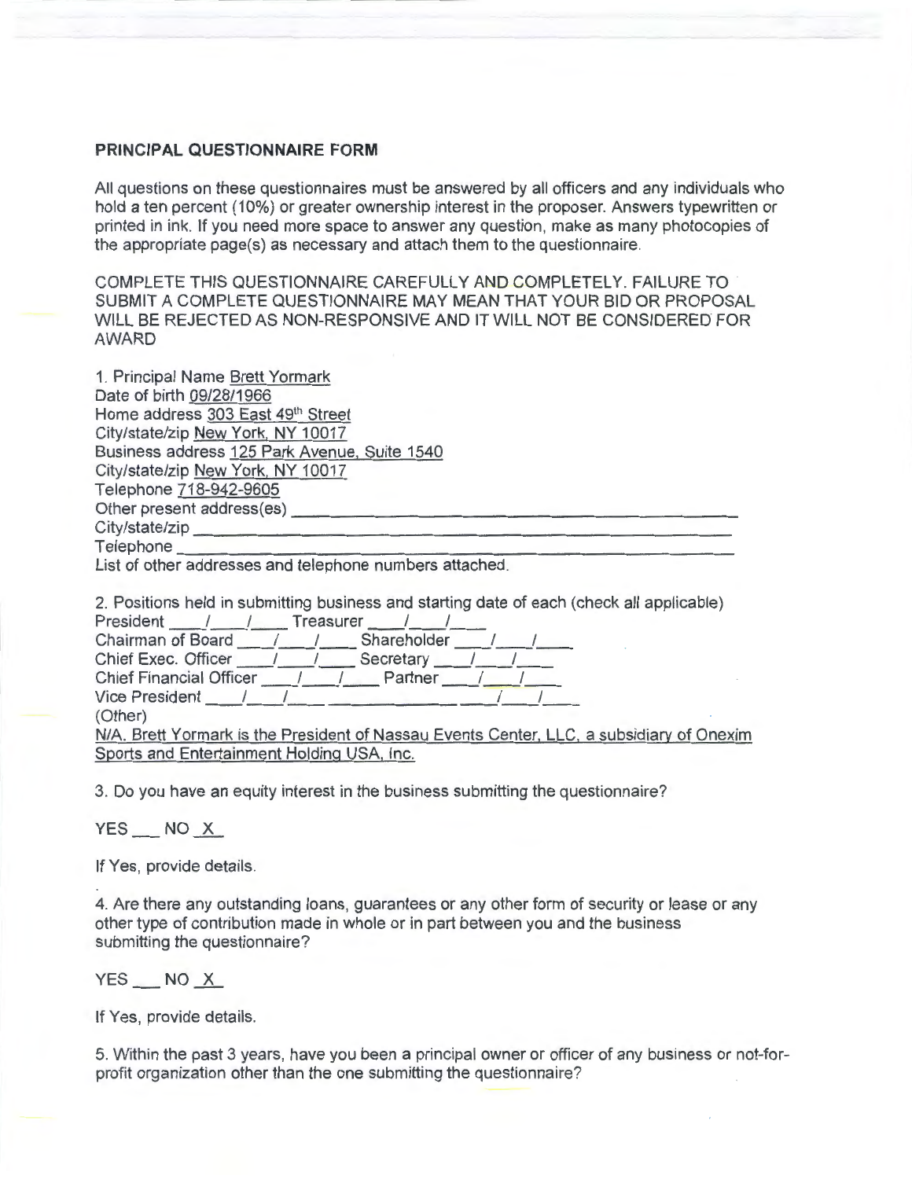**PRINCIPAL QUESTIONNAIRE FORM**

All questions on these questionnaires must be answered by all officers and any individuals who hold a ten percent (10%) or greater ownership interest in the proposer. Answers typewritten or printed in ink. If you need more space to answer any question, make as many photocopies of the appropriate page(s) as necessary and attach them to the questionnaire.

COMPLETE THIS QUESTIONNAIRE CAREFULLY AND COMPLETELY. FAILURE TO SUBMIT A COMPLETE QUESTIONNAIRE MAY MEAN THAT YOUR BID OR PROPOSAL WILL BE REJECTED AS NON-RESPONSIVE AND IT WILL NOT BE CONSIDERED FOR AWARD

1. Principal Name Brett Yormark
Date of birth 09/28/1966
Home address 303 East 49th Street
City/state/zip New York, NY 10017
Business address 125 Park Avenue, Suite 1540
City/state/zip New York, NY 10017
Telephone 718-942-9605
Other present address(es) ______
City/state/zip ______
Telephone ______
List of other addresses and telephone numbers attached.

2. Positions held in submitting business and starting date of each (check all applicable)
President ___/___/___ Treasurer ___/___/___
Chairman of Board ___/___/___ Shareholder ___/___/___
Chief Exec. Officer ___/___/___ Secretary ___/___/___
Chief Financial Officer ___/___/___ Partner ___/___/___
Vice President ___/___/___ ______ ___/___/___
(Other)
N/A. Brett Yormark is the President of Nassau Events Center, LLC, a subsidiary of Onexim Sports and Entertainment Holding USA, Inc.

3. Do you have an equity interest in the business submitting the questionnaire?

YES ___ NO X

If Yes, provide details.

4. Are there any outstanding loans, guarantees or any other form of security or lease or any other type of contribution made in whole or in part between you and the business submitting the questionnaire?

YES ___ NO X

If Yes, provide details.

5. Within the past 3 years, have you been a principal owner or officer of any business or not-for-profit organization other than the one submitting the questionnaire?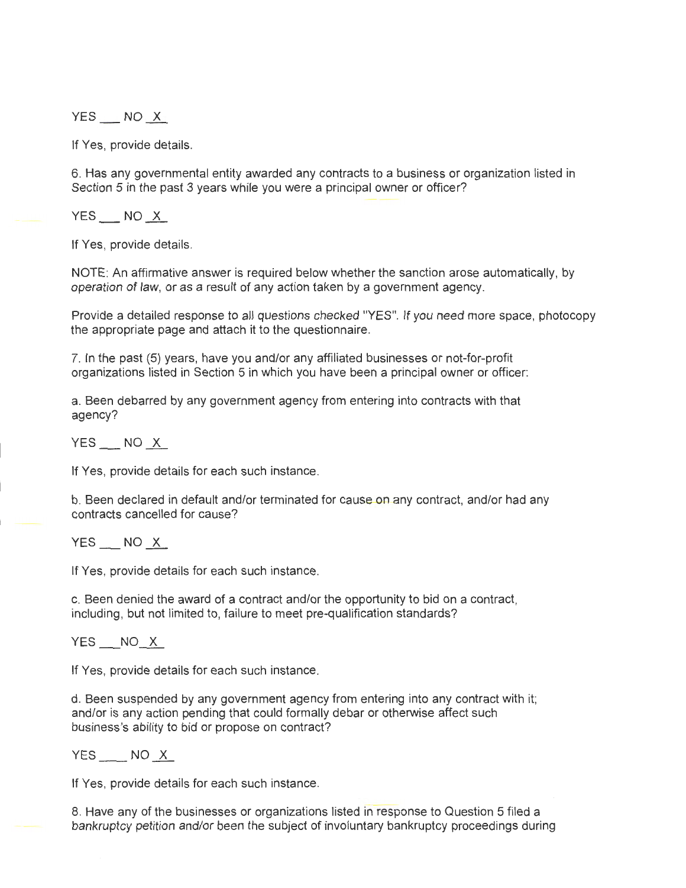YES ___ NO _X_

If Yes, provide details.

6. Has any governmental entity awarded any contracts to a business or organization listed in Section 5 in the past 3 years while you were a principal owner or officer?

YES ___ NO _X_

If Yes, provide details.

NOTE: An affirmative answer is required below whether the sanction arose automatically, by operation of law, or as a result of any action taken by a government agency.

Provide a detailed response to all questions checked "YES". If you need more space, photocopy the appropriate page and attach it to the questionnaire.

7. In the past (5) years, have you and/or any affiliated businesses or not-for-profit organizations listed in Section 5 in which you have been a principal owner or officer:

a. Been debarred by any government agency from entering into contracts with that agency?

YES ___ NO _X_

If Yes, provide details for each such instance.

b. Been declared in default and/or terminated for cause on any contract, and/or had any contracts cancelled for cause?

YES ___ NO _X_

If Yes, provide details for each such instance.

c. Been denied the award of a contract and/or the opportunity to bid on a contract, including, but not limited to, failure to meet pre-qualification standards?

YES ___NO_X_

If Yes, provide details for each such instance.

d. Been suspended by any government agency from entering into any contract with it; and/or is any action pending that could formally debar or otherwise affect such business's ability to bid or propose on contract?

YES ____ NO _X_

If Yes, provide details for each such instance.

8. Have any of the businesses or organizations listed in response to Question 5 filed a bankruptcy petition and/or been the subject of involuntary bankruptcy proceedings during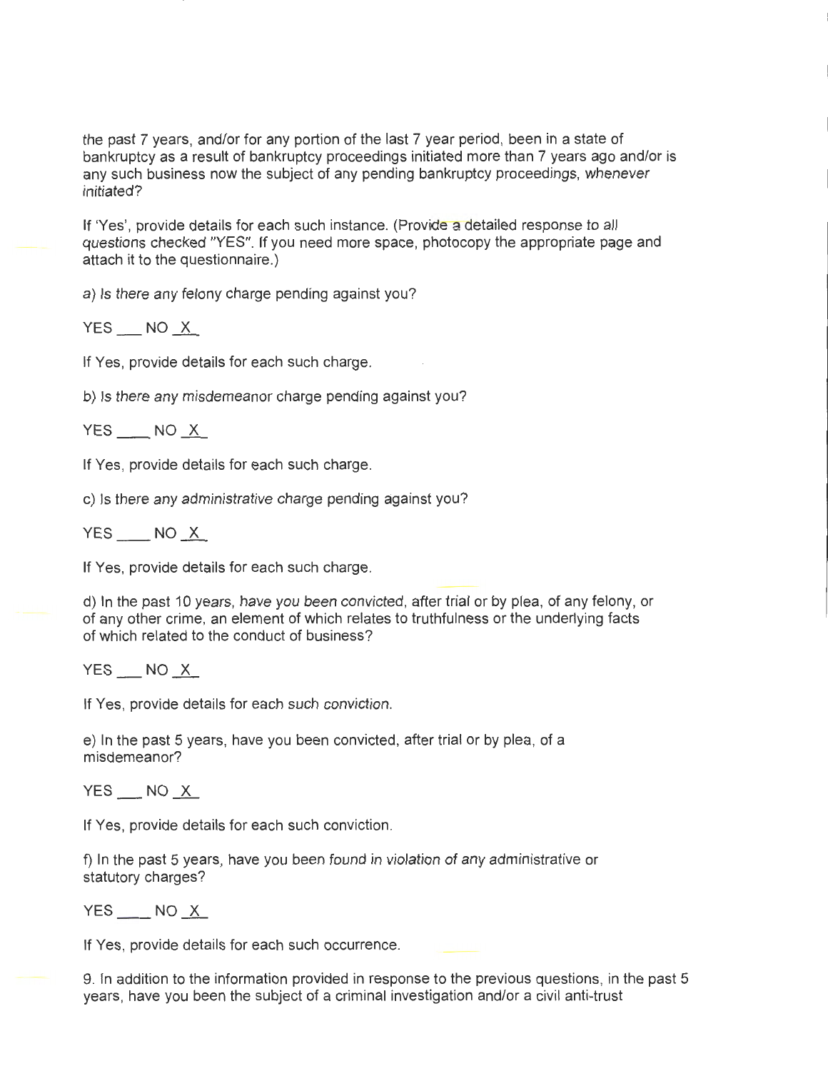the past 7 years, and/or for any portion of the last 7 year period, been in a state of bankruptcy as a result of bankruptcy proceedings initiated more than 7 years ago and/or is any such business now the subject of any pending bankruptcy proceedings, whenever initiated?

If 'Yes', provide details for each such instance. (Provide a detailed response to all questions checked "YES". If you need more space, photocopy the appropriate page and attach it to the questionnaire.)

a) Is there any felony charge pending against you?

YES ___ NO _X_

If Yes, provide details for each such charge.

b) Is there any misdemeanor charge pending against you?

YES ____ NO _X_

If Yes, provide details for each such charge.

c) Is there any administrative charge pending against you?

YES ____ NO _X_

If Yes, provide details for each such charge.

d) In the past 10 years, have you been convicted, after trial or by plea, of any felony, or of any other crime, an element of which relates to truthfulness or the underlying facts of which related to the conduct of business?

YES ___ NO _X_

If Yes, provide details for each such conviction.

e) In the past 5 years, have you been convicted, after trial or by plea, of a misdemeanor?

YES ___ NO _X_

If Yes, provide details for each such conviction.

f) In the past 5 years, have you been found in violation of any administrative or statutory charges?

YES ____ NO _X_

If Yes, provide details for each such occurrence.

9. In addition to the information provided in response to the previous questions, in the past 5 years, have you been the subject of a criminal investigation and/or a civil anti-trust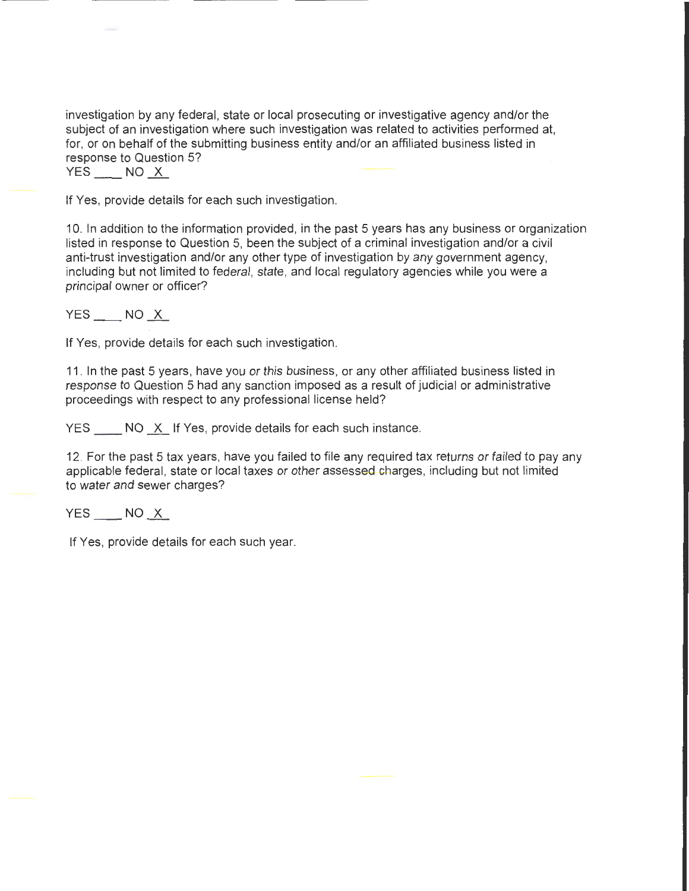investigation by any federal, state or local prosecuting or investigative agency and/or the subject of an investigation where such investigation was related to activities performed at, for, or on behalf of the submitting business entity and/or an affiliated business listed in response to Question 5?

YES ____ NO _X_

If Yes, provide details for each such investigation.

10. In addition to the information provided, in the past 5 years has any business or organization listed in response to Question 5, been the subject of a criminal investigation and/or a civil anti-trust investigation and/or any other type of investigation by any government agency, including but not limited to federal, state, and local regulatory agencies while you were a principal owner or officer?

YES ____ NO _X_

If Yes, provide details for each such investigation.

11. In the past 5 years, have you or this business, or any other affiliated business listed in response to Question 5 had any sanction imposed as a result of judicial or administrative proceedings with respect to any professional license held?

YES ____ NO _X_ If Yes, provide details for each such instance.

12. For the past 5 tax years, have you failed to file any required tax returns or failed to pay any applicable federal, state or local taxes or other assessed charges, including but not limited to water and sewer charges?

YES ____ NO _X_

If Yes, provide details for each such year.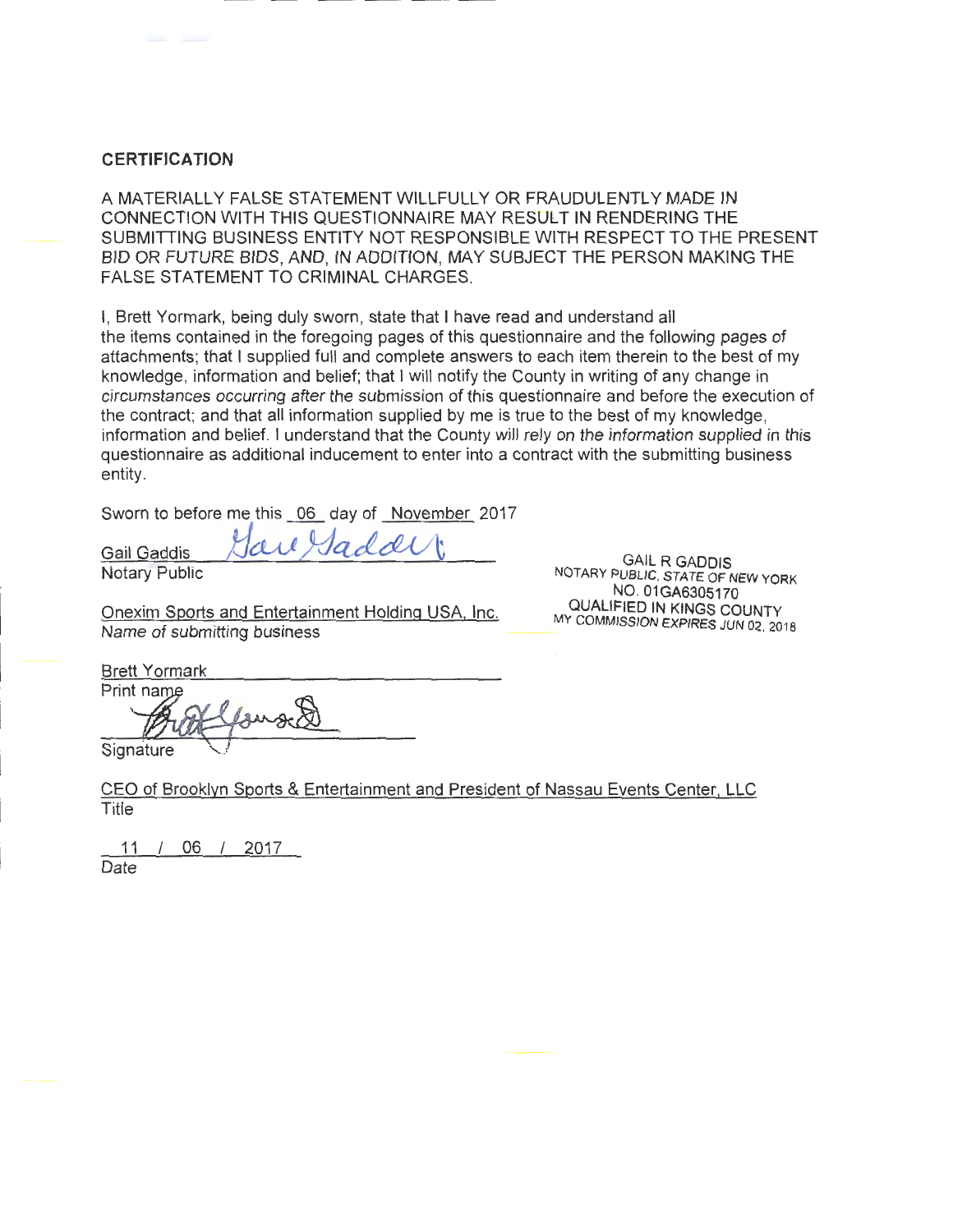## CERTIFICATION

A MATERIALLY FALSE STATEMENT WILLFULLY OR FRAUDULENTLY MADE IN CONNECTION WITH THIS QUESTIONNAIRE MAY RESULT IN RENDERING THE SUBMITTING BUSINESS ENTITY NOT RESPONSIBLE WITH RESPECT TO THE PRESENT BID OR FUTURE BIDS, AND, IN ADDITION, MAY SUBJECT THE PERSON MAKING THE FALSE STATEMENT TO CRIMINAL CHARGES.

I, Brett Yormark, being duly sworn, state that I have read and understand all the items contained in the foregoing pages of this questionnaire and the following pages of attachments; that I supplied full and complete answers to each item therein to the best of my knowledge, information and belief; that I will notify the County in writing of any change in circumstances occurring after the submission of this questionnaire and before the execution of the contract; and that all information supplied by me is true to the best of my knowledge, information and belief. I understand that the County will rely on the information supplied in this questionnaire as additional inducement to enter into a contract with the submitting business entity.

Sworn to before me this 06 day of November 2017

Gail Gaddis *Gail Gaddis*
Notary Public

GAIL R GADDIS
NOTARY PUBLIC, STATE OF NEW YORK
NO. 01GA6305170
QUALIFIED IN KINGS COUNTY
MY COMMISSION EXPIRES JUN 02, 2018

Onexim Sports and Entertainment Holding USA, Inc.
*Name of submitting business*

Brett Yormark
Print name

*[Signature]*
Signature

CEO of Brooklyn Sports & Entertainment and President of Nassau Events Center, LLC
Title

11 / 06 / 2017
Date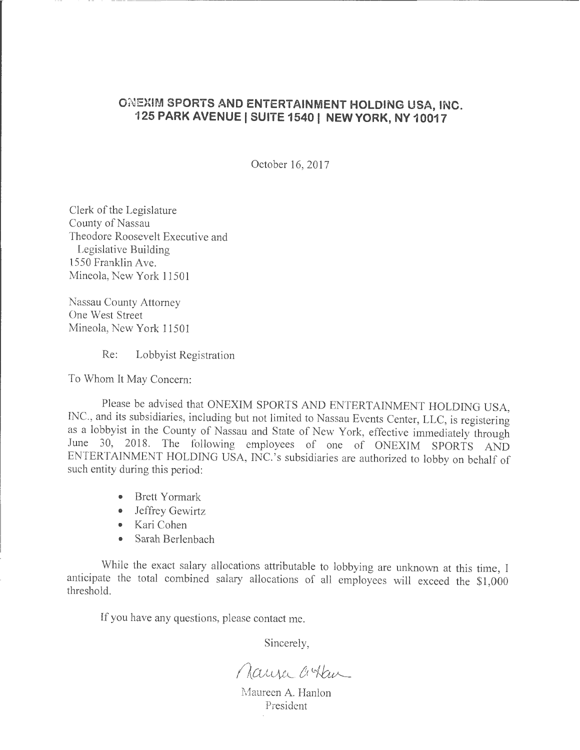**ONEXIM SPORTS AND ENTERTAINMENT HOLDING USA, INC.**
**125 PARK AVENUE | SUITE 1540 | NEW YORK, NY 10017**

October 16, 2017

Clerk of the Legislature
County of Nassau
Theodore Roosevelt Executive and
Legislative Building
1550 Franklin Ave.
Mineola, New York 11501

Nassau County Attorney
One West Street
Mineola, New York 11501

Re: Lobbyist Registration

To Whom It May Concern:

Please be advised that ONEXIM SPORTS AND ENTERTAINMENT HOLDING USA, INC., and its subsidiaries, including but not limited to Nassau Events Center, LLC, is registering as a lobbyist in the County of Nassau and State of New York, effective immediately through June 30, 2018. The following employees of one of ONEXIM SPORTS AND ENTERTAINMENT HOLDING USA, INC.'s subsidiaries are authorized to lobby on behalf of such entity during this period:

- Brett Yormark
- Jeffrey Gewirtz
- Kari Cohen
- Sarah Berlenbach

While the exact salary allocations attributable to lobbying are unknown at this time, I anticipate the total combined salary allocations of all employees will exceed the $1,000 threshold.

If you have any questions, please contact me.

Sincerely,

Maureen A. Hanlon
President